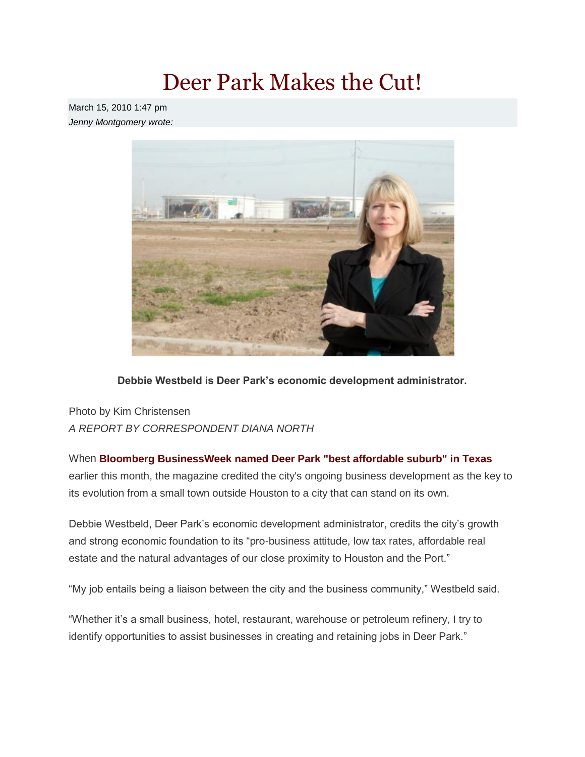# Deer Park Makes the Cut!

March 15, 2010 1:47 pm
*Jenny Montgomery wrote:*

**Debbie Westbeld is Deer Park's economic development administrator.**

Photo by Kim Christensen
*A REPORT BY CORRESPONDENT DIANA NORTH*

When **Bloomberg BusinessWeek named Deer Park "best affordable suburb" in Texas** earlier this month, the magazine credited the city's ongoing business development as the key to its evolution from a small town outside Houston to a city that can stand on its own.

Debbie Westbeld, Deer Park's economic development administrator, credits the city's growth and strong economic foundation to its "pro-business attitude, low tax rates, affordable real estate and the natural advantages of our close proximity to Houston and the Port."

"My job entails being a liaison between the city and the business community," Westbeld said.

"Whether it's a small business, hotel, restaurant, warehouse or petroleum refinery, I try to identify opportunities to assist businesses in creating and retaining jobs in Deer Park."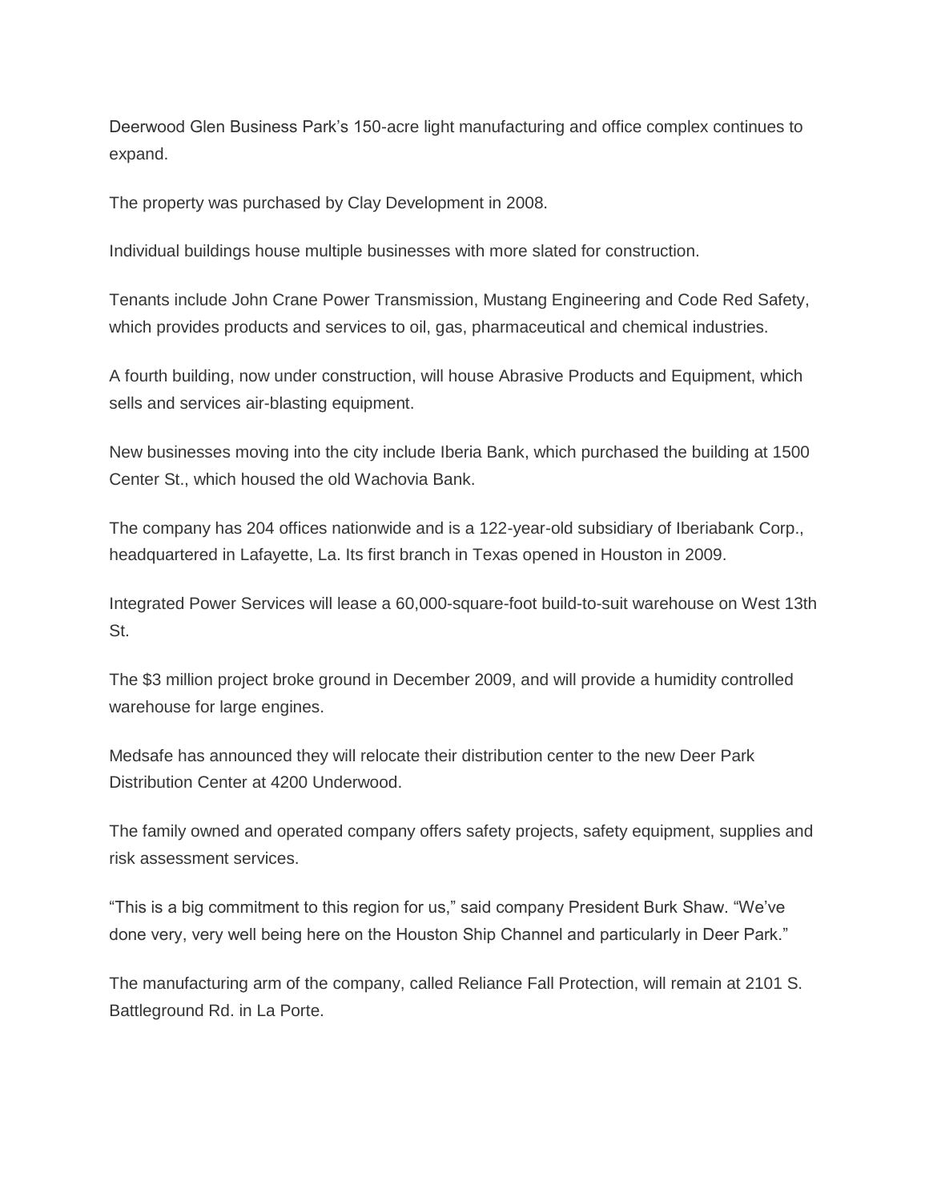Deerwood Glen Business Park's 150-acre light manufacturing and office complex continues to expand.

The property was purchased by Clay Development in 2008.

Individual buildings house multiple businesses with more slated for construction.

Tenants include John Crane Power Transmission, Mustang Engineering and Code Red Safety, which provides products and services to oil, gas, pharmaceutical and chemical industries.

A fourth building, now under construction, will house Abrasive Products and Equipment, which sells and services air-blasting equipment.

New businesses moving into the city include Iberia Bank, which purchased the building at 1500 Center St., which housed the old Wachovia Bank.

The company has 204 offices nationwide and is a 122-year-old subsidiary of Iberiabank Corp., headquartered in Lafayette, La. Its first branch in Texas opened in Houston in 2009.

Integrated Power Services will lease a 60,000-square-foot build-to-suit warehouse on West 13th St.

The $3 million project broke ground in December 2009, and will provide a humidity controlled warehouse for large engines.

Medsafe has announced they will relocate their distribution center to the new Deer Park Distribution Center at 4200 Underwood.

The family owned and operated company offers safety projects, safety equipment, supplies and risk assessment services.

"This is a big commitment to this region for us," said company President Burk Shaw. "We've done very, very well being here on the Houston Ship Channel and particularly in Deer Park."

The manufacturing arm of the company, called Reliance Fall Protection, will remain at 2101 S. Battleground Rd. in La Porte.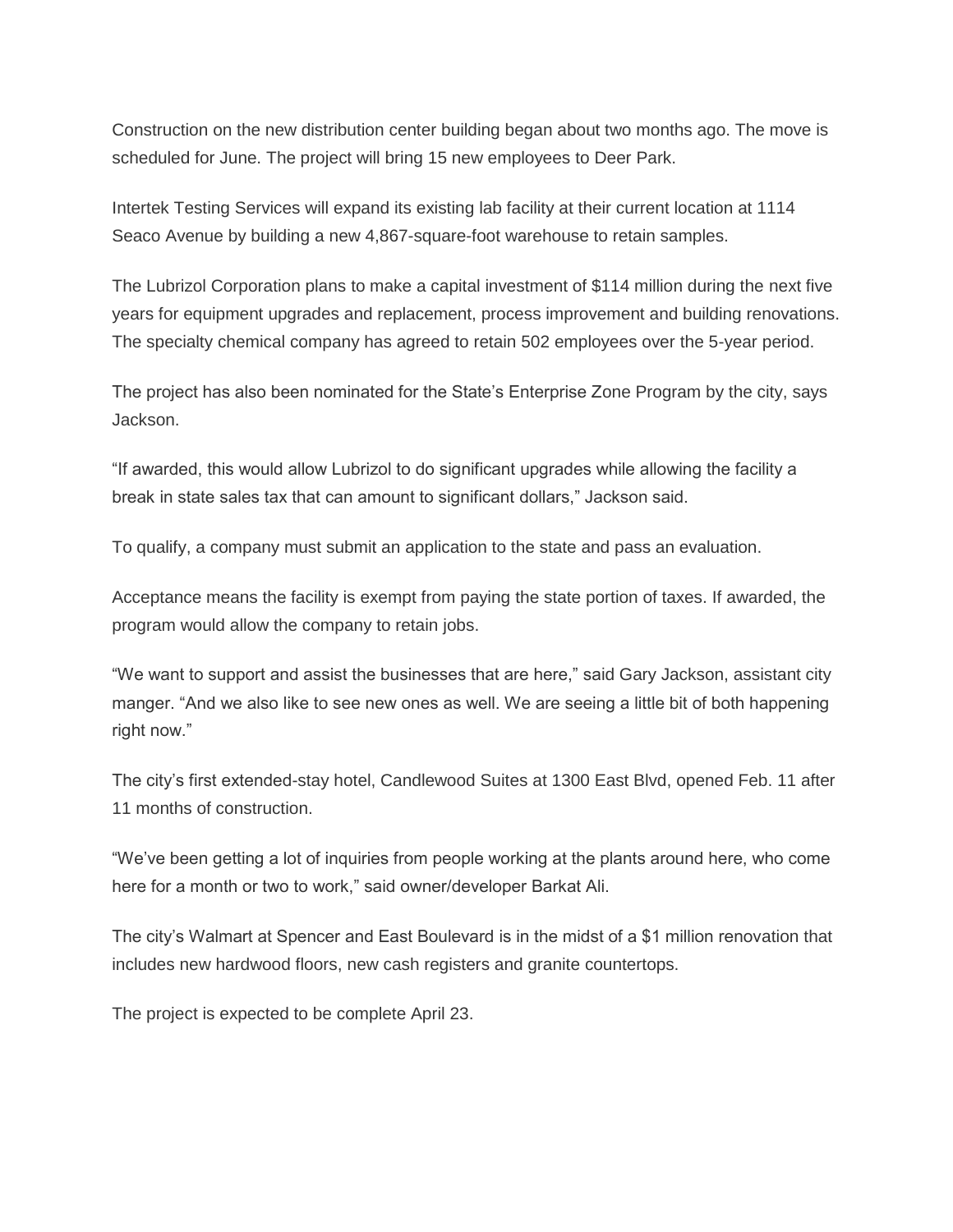Construction on the new distribution center building began about two months ago. The move is scheduled for June. The project will bring 15 new employees to Deer Park.

Intertek Testing Services will expand its existing lab facility at their current location at 1114 Seaco Avenue by building a new 4,867-square-foot warehouse to retain samples.

The Lubrizol Corporation plans to make a capital investment of $114 million during the next five years for equipment upgrades and replacement, process improvement and building renovations. The specialty chemical company has agreed to retain 502 employees over the 5-year period.

The project has also been nominated for the State's Enterprise Zone Program by the city, says Jackson.

"If awarded, this would allow Lubrizol to do significant upgrades while allowing the facility a break in state sales tax that can amount to significant dollars," Jackson said.

To qualify, a company must submit an application to the state and pass an evaluation.

Acceptance means the facility is exempt from paying the state portion of taxes. If awarded, the program would allow the company to retain jobs.

"We want to support and assist the businesses that are here," said Gary Jackson, assistant city manger. "And we also like to see new ones as well. We are seeing a little bit of both happening right now."

The city's first extended-stay hotel, Candlewood Suites at 1300 East Blvd, opened Feb. 11 after 11 months of construction.

"We've been getting a lot of inquiries from people working at the plants around here, who come here for a month or two to work," said owner/developer Barkat Ali.

The city's Walmart at Spencer and East Boulevard is in the midst of a $1 million renovation that includes new hardwood floors, new cash registers and granite countertops.

The project is expected to be complete April 23.